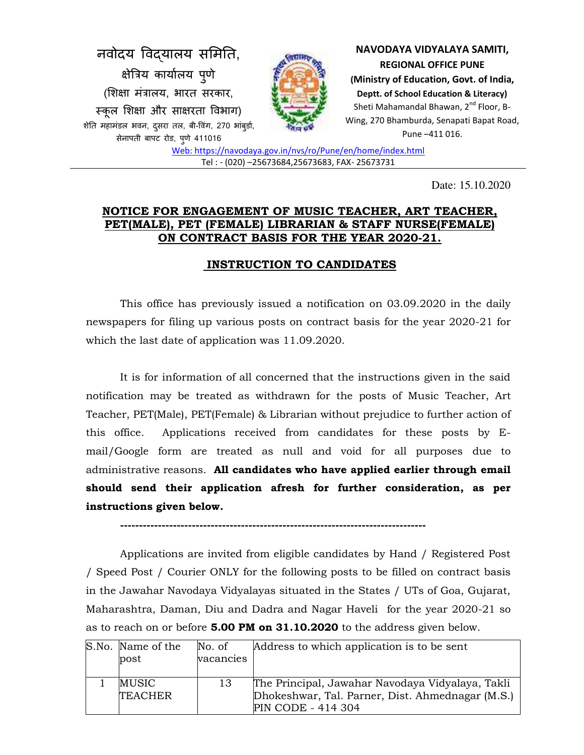नवोदय विद्यालय समिति,
क्षेत्रिय कार्यालय पुणे
(शिक्षा मंत्रालय, भारत सरकार,
स्कूल शिक्षा और साक्षरता विभाग)
शेति महामंडल भवन, दुसरा तल, बी-विंग, 270 भांबुर्डा,
सेनापती बापट रोड, पुणे 411016

**NAVODAYA VIDYALAYA SAMITI,**
**REGIONAL OFFICE PUNE**
**(Ministry of Education, Govt. of India,**
**Deptt. of School Education & Literacy)**
Sheti Mahamandal Bhawan, 2nd Floor, B-Wing, 270 Bhamburda, Senapati Bapat Road, Pune –411 016.

Web: https://navodaya.gov.in/nvs/ro/Pune/en/home/index.html
Tel : - (020) –25673684,25673683, FAX- 25673731

Date: 15.10.2020

## NOTICE FOR ENGAGEMENT OF MUSIC TEACHER, ART TEACHER, PET(MALE), PET (FEMALE) LIBRARIAN & STAFF NURSE(FEMALE) ON CONTRACT BASIS FOR THE YEAR 2020-21.

## INSTRUCTION TO CANDIDATES

This office has previously issued a notification on 03.09.2020 in the daily newspapers for filing up various posts on contract basis for the year 2020-21 for which the last date of application was 11.09.2020.

It is for information of all concerned that the instructions given in the said notification may be treated as withdrawn for the posts of Music Teacher, Art Teacher, PET(Male), PET(Female) & Librarian without prejudice to further action of this office. Applications received from candidates for these posts by E-mail/Google form are treated as null and void for all purposes due to administrative reasons. **All candidates who have applied earlier through email should send their application afresh for further consideration, as per instructions given below.**

---

Applications are invited from eligible candidates by Hand / Registered Post / Speed Post / Courier ONLY for the following posts to be filled on contract basis in the Jawahar Navodaya Vidyalayas situated in the States / UTs of Goa, Gujarat, Maharashtra, Daman, Diu and Dadra and Nagar Haveli for the year 2020-21 so as to reach on or before **5.00 PM on 31.10.2020** to the address given below.

| S.No. | Name of the post | No. of vacancies | Address to which application is to be sent |
|---|---|---|---|
| 1 | MUSIC TEACHER | 13 | The Principal, Jawahar Navodaya Vidyalaya, Takli Dhokeshwar, Tal. Parner, Dist. Ahmednagar (M.S.) PIN CODE - 414 304 |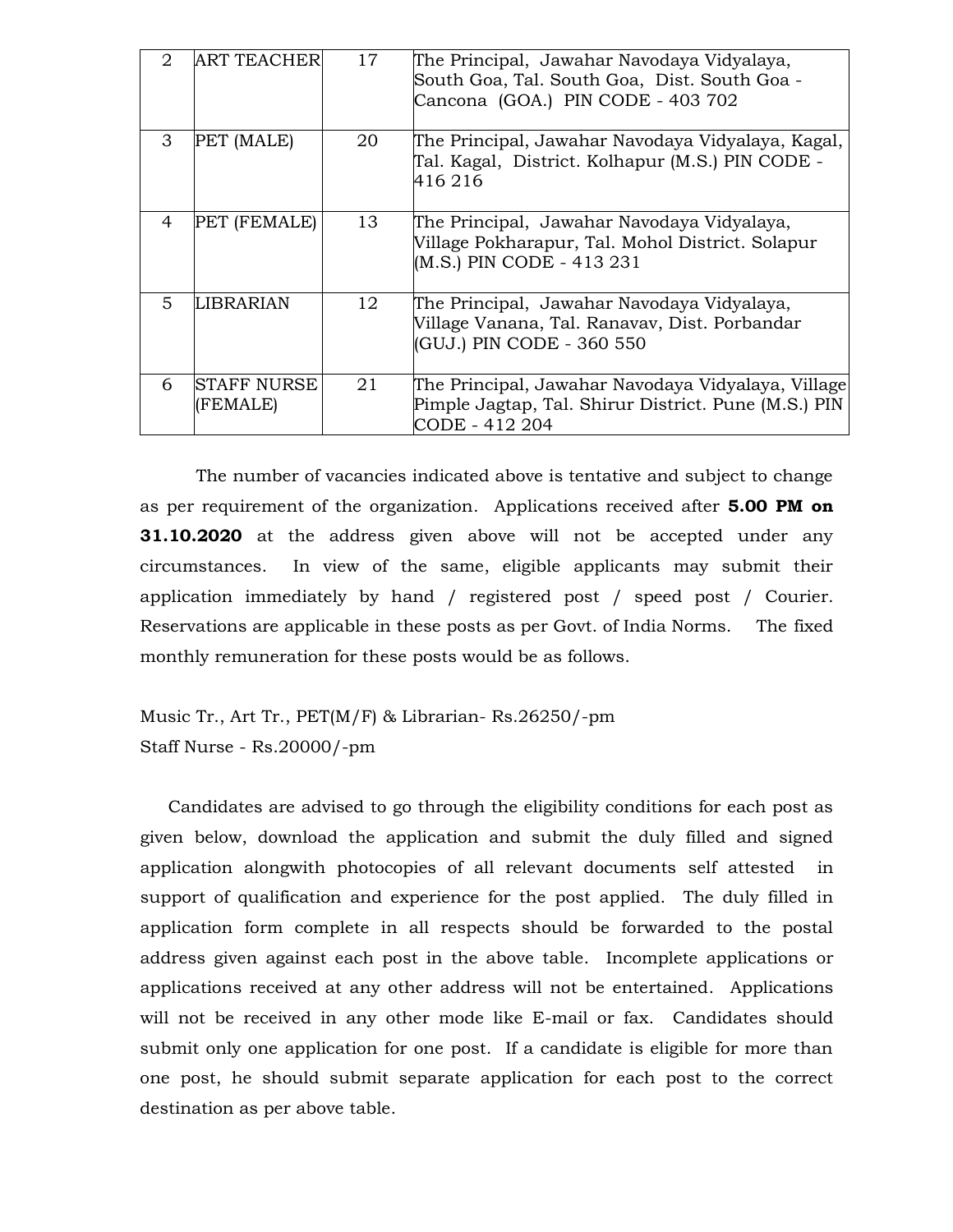| 2 | ART TEACHER | 17 | The Principal, Jawahar Navodaya Vidyalaya, South Goa, Tal. South Goa, Dist. South Goa - Cancona (GOA.) PIN CODE - 403 702 |
|---|---|---|---|
| 3 | PET (MALE) | 20 | The Principal, Jawahar Navodaya Vidyalaya, Kagal, Tal. Kagal, District. Kolhapur (M.S.) PIN CODE - 416 216 |
| 4 | PET (FEMALE) | 13 | The Principal, Jawahar Navodaya Vidyalaya, Village Pokharapur, Tal. Mohol District. Solapur (M.S.) PIN CODE - 413 231 |
| 5 | LIBRARIAN | 12 | The Principal, Jawahar Navodaya Vidyalaya, Village Vanana, Tal. Ranavav, Dist. Porbandar (GUJ.) PIN CODE - 360 550 |
| 6 | STAFF NURSE (FEMALE) | 21 | The Principal, Jawahar Navodaya Vidyalaya, Village Pimple Jagtap, Tal. Shirur District. Pune (M.S.) PIN CODE - 412 204 |

The number of vacancies indicated above is tentative and subject to change as per requirement of the organization. Applications received after **5.00 PM on 31.10.2020** at the address given above will not be accepted under any circumstances. In view of the same, eligible applicants may submit their application immediately by hand / registered post / speed post / Courier. Reservations are applicable in these posts as per Govt. of India Norms. The fixed monthly remuneration for these posts would be as follows.

Music Tr., Art Tr., PET(M/F) & Librarian- Rs.26250/-pm
Staff Nurse - Rs.20000/-pm

Candidates are advised to go through the eligibility conditions for each post as given below, download the application and submit the duly filled and signed application alongwith photocopies of all relevant documents self attested in support of qualification and experience for the post applied. The duly filled in application form complete in all respects should be forwarded to the postal address given against each post in the above table. Incomplete applications or applications received at any other address will not be entertained. Applications will not be received in any other mode like E-mail or fax. Candidates should submit only one application for one post. If a candidate is eligible for more than one post, he should submit separate application for each post to the correct destination as per above table.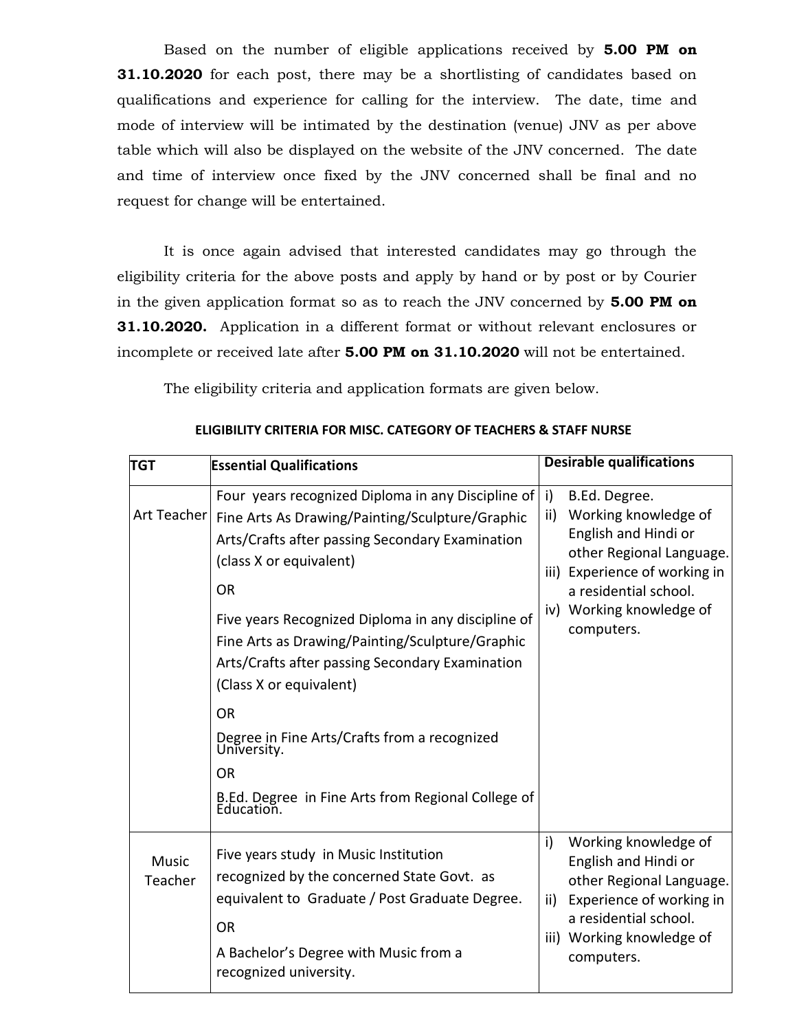Based on the number of eligible applications received by **5.00 PM on 31.10.2020** for each post, there may be a shortlisting of candidates based on qualifications and experience for calling for the interview. The date, time and mode of interview will be intimated by the destination (venue) JNV as per above table which will also be displayed on the website of the JNV concerned. The date and time of interview once fixed by the JNV concerned shall be final and no request for change will be entertained.

It is once again advised that interested candidates may go through the eligibility criteria for the above posts and apply by hand or by post or by Courier in the given application format so as to reach the JNV concerned by **5.00 PM on 31.10.2020.** Application in a different format or without relevant enclosures or incomplete or received late after **5.00 PM on 31.10.2020** will not be entertained.

The eligibility criteria and application formats are given below.

**ELIGIBILITY CRITERIA FOR MISC. CATEGORY OF TEACHERS & STAFF NURSE**

| TGT | Essential Qualifications | Desirable qualifications |
|---|---|---|
| Art Teacher | Four years recognized Diploma in any Discipline of Fine Arts As Drawing/Painting/Sculpture/Graphic Arts/Crafts after passing Secondary Examination (class X or equivalent)<br>OR<br>Five years Recognized Diploma in any discipline of Fine Arts as Drawing/Painting/Sculpture/Graphic Arts/Crafts after passing Secondary Examination (Class X or equivalent)<br>OR<br>Degree in Fine Arts/Crafts from a recognized University.<br>OR<br>B.Ed. Degree in Fine Arts from Regional College of Education. | i) B.Ed. Degree.<br>ii) Working knowledge of English and Hindi or other Regional Language.<br>iii) Experience of working in a residential school.<br>iv) Working knowledge of computers. |
| Music Teacher | Five years study in Music Institution recognized by the concerned State Govt. as equivalent to Graduate / Post Graduate Degree.<br>OR<br>A Bachelor's Degree with Music from a recognized university. | i) Working knowledge of English and Hindi or other Regional Language.<br>ii) Experience of working in a residential school.<br>iii) Working knowledge of computers. |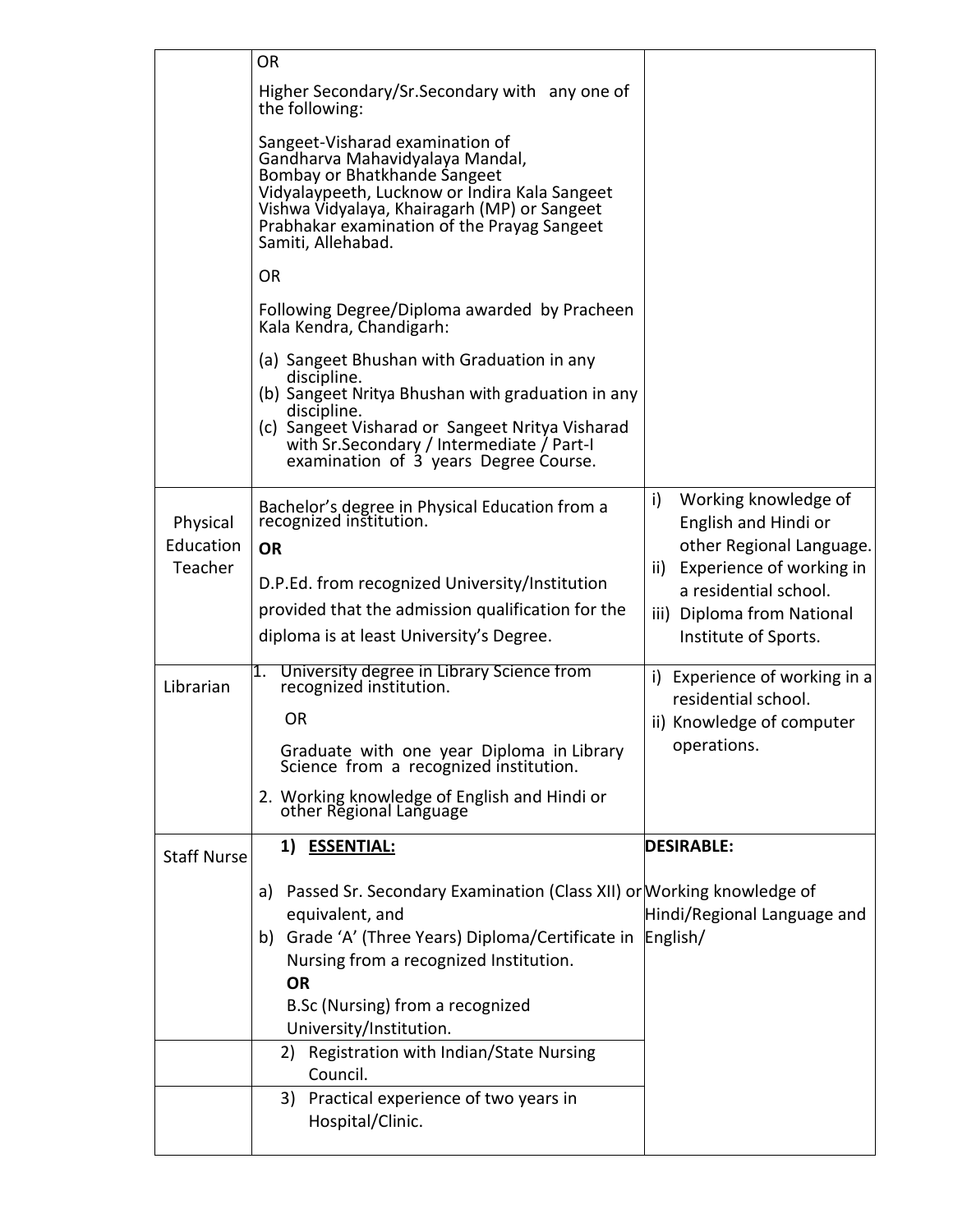| | | |
|---|---|---|
| | OR<br><br>Higher Secondary/Sr.Secondary with any one of the following:<br><br>Sangeet-Visharad examination of Gandharva Mahavidyalaya Mandal, Bombay or Bhatkhande Sangeet Vidyalaypeeth, Lucknow or Indira Kala Sangeet Vishwa Vidyalaya, Khairagarh (MP) or Sangeet Prabhakar examination of the Prayag Sangeet Samiti, Allehabad.<br><br>OR<br><br>Following Degree/Diploma awarded by Pracheen Kala Kendra, Chandigarh:<br><br>(a) Sangeet Bhushan with Graduation in any discipline.<br>(b) Sangeet Nritya Bhushan with graduation in any discipline.<br>(c) Sangeet Visharad or Sangeet Nritya Visharad with Sr.Secondary / Intermediate / Part-I examination of 3 years Degree Course. | |
| Physical Education Teacher | Bachelor's degree in Physical Education from a recognized institution.<br>**OR**<br>D.P.Ed. from recognized University/Institution provided that the admission qualification for the diploma is at least University's Degree. | i) Working knowledge of English and Hindi or other Regional Language.<br>ii) Experience of working in a residential school.<br>iii) Diploma from National Institute of Sports. |
| Librarian | 1. University degree in Library Science from recognized institution.<br>OR<br>Graduate with one year Diploma in Library Science from a recognized institution.<br>2. Working knowledge of English and Hindi or other Regional Language | i) Experience of working in a residential school.<br>ii) Knowledge of computer operations. |
| Staff Nurse | 1) **ESSENTIAL:**<br><br>a) Passed Sr. Secondary Examination (Class XII) or equivalent, and<br>b) Grade 'A' (Three Years) Diploma/Certificate in Nursing from a recognized Institution.<br>**OR**<br>B.Sc (Nursing) from a recognized University/Institution. | **DESIRABLE:**<br><br>Working knowledge of Hindi/Regional Language and English/ |
| | 2) Registration with Indian/State Nursing Council. | |
| | 3) Practical experience of two years in Hospital/Clinic. | |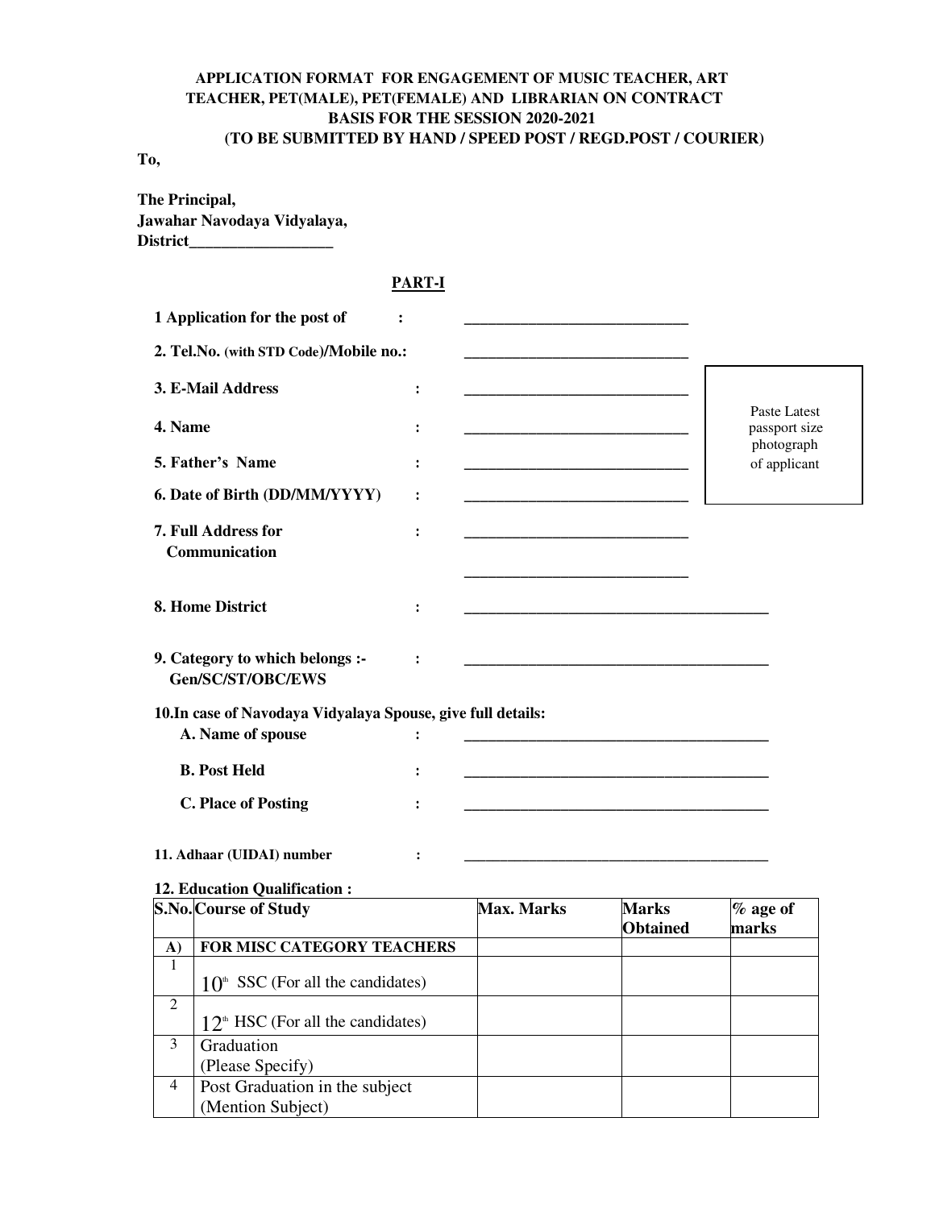**APPLICATION FORMAT FOR ENGAGEMENT OF MUSIC TEACHER, ART TEACHER, PET(MALE), PET(FEMALE) AND LIBRARIAN ON CONTRACT BASIS FOR THE SESSION 2020-2021**
**(TO BE SUBMITTED BY HAND / SPEED POST / REGD.POST / COURIER)**

**To,**

**The Principal,**
**Jawahar Navodaya Vidyalaya,**
**District__________________**

**PART-I**

Paste Latest passport size photograph of applicant

**1 Application for the post of** : _____________________________

**2. Tel.No. (with STD Code)/Mobile no.:** _____________________________

**3. E-Mail Address** : _____________________________

**4. Name** : _____________________________

**5. Father's Name** : _____________________________

**6. Date of Birth (DD/MM/YYYY)** : _____________________________

**7. Full Address for Communication** : _____________________________

_____________________________

**8. Home District** : _____________________________

**9. Category to which belongs :- Gen/SC/ST/OBC/EWS** : _____________________________

**10.In case of Navodaya Vidyalaya Spouse, give full details:**

**A. Name of spouse** : _____________________________

**B. Post Held** : _____________________________

**C. Place of Posting** : _____________________________

**11. Adhaar (UIDAI) number** : _____________________________

**12. Education Qualification :**

| S.No. | Course of Study | Max. Marks | Marks Obtained | % age of marks |
|---|---|---|---|---|
| A) | FOR MISC CATEGORY TEACHERS | | | |
| 1 | $10^{th}$ SSC (For all the candidates) | | | |
| 2 | $12^{th}$ HSC (For all the candidates) | | | |
| 3 | Graduation (Please Specify) | | | |
| 4 | Post Graduation in the subject (Mention Subject) | | | |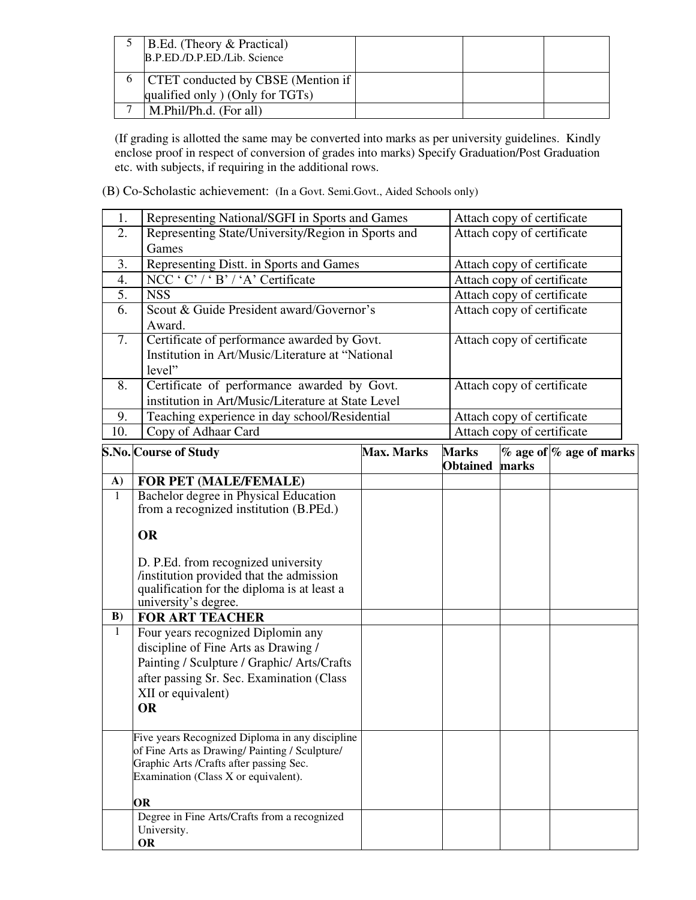| 5 | B.Ed. (Theory & Practical) B.P.ED./D.P.ED./Lib. Science | | | |
|---|---|---|---|---|
| 6 | CTET conducted by CBSE (Mention if qualified only ) (Only for TGTs) | | | |
| 7 | M.Phil/Ph.d. (For all) | | | |

(If grading is allotted the same may be converted into marks as per university guidelines. Kindly enclose proof in respect of conversion of grades into marks) Specify Graduation/Post Graduation etc. with subjects, if requiring in the additional rows.

(B) Co-Scholastic achievement: (In a Govt. Semi.Govt., Aided Schools only)

| 1. | Representing National/SGFI in Sports and Games | Attach copy of certificate |
|---|---|---|
| 2. | Representing State/University/Region in Sports and Games | Attach copy of certificate |
| 3. | Representing Distt. in Sports and Games | Attach copy of certificate |
| 4. | NCC ' C' / ' B' / 'A' Certificate | Attach copy of certificate |
| 5. | NSS | Attach copy of certificate |
| 6. | Scout & Guide President award/Governor's Award. | Attach copy of certificate |
| 7. | Certificate of performance awarded by Govt. Institution in Art/Music/Literature at "National level" | Attach copy of certificate |
| 8. | Certificate of performance awarded by Govt. institution in Art/Music/Literature at State Level | Attach copy of certificate |
| 9. | Teaching experience in day school/Residential | Attach copy of certificate |
| 10. | Copy of Adhaar Card | Attach copy of certificate |

| S.No. | Course of Study | Max. Marks | Marks Obtained | % age of marks | % age of marks |
|---|---|---|---|---|---|
| **A)** | **FOR PET (MALE/FEMALE)** | | | | |
| 1 | Bachelor degree in Physical Education from a recognized institution (B.PEd.)<br><br>**OR**<br><br>D. P.Ed. from recognized university /institution provided that the admission qualification for the diploma is at least a university's degree. | | | | |
| **B)** | **FOR ART TEACHER** | | | | |
| 1 | Four years recognized Diplomin any discipline of Fine Arts as Drawing / Painting / Sculpture / Graphic/ Arts/Crafts after passing Sr. Sec. Examination (Class XII or equivalent)<br>**OR** | | | | |
| | Five years Recognized Diploma in any discipline of Fine Arts as Drawing/ Painting / Sculpture/ Graphic Arts /Crafts after passing Sec. Examination (Class X or equivalent).<br><br>**OR** | | | | |
| | Degree in Fine Arts/Crafts from a recognized University.<br>**OR** | | | | |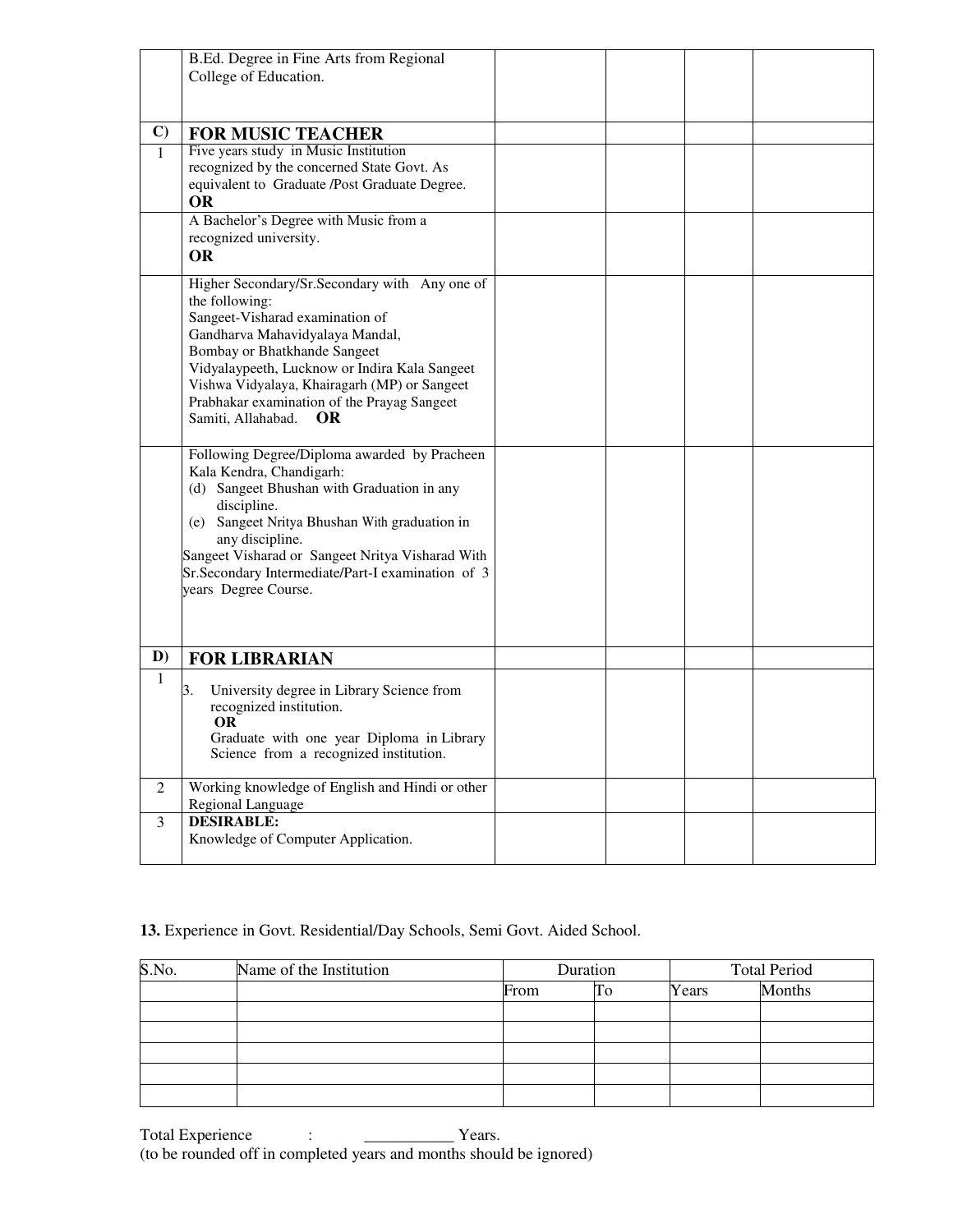| | | | | | |
|---|---|---|---|---|---|
| | B.Ed. Degree in Fine Arts from Regional College of Education. | | | | |
| **C)** | **FOR MUSIC TEACHER** | | | | |
| 1 | Five years study in Music Institution recognized by the concerned State Govt. As equivalent to Graduate /Post Graduate Degree.<br>**OR** | | | | |
| | A Bachelor's Degree with Music from a recognized university.<br>**OR** | | | | |
| | Higher Secondary/Sr.Secondary with Any one of the following:<br>Sangeet-Visharad examination of Gandharva Mahavidyalaya Mandal, Bombay or Bhatkhande Sangeet Vidyalaypeeth, Lucknow or Indira Kala Sangeet Vishwa Vidyalaya, Khairagarh (MP) or Sangeet Prabhakar examination of the Prayag Sangeet Samiti, Allahabad. **OR** | | | | |
| | Following Degree/Diploma awarded by Pracheen Kala Kendra, Chandigarh:<br>(d) Sangeet Bhushan with Graduation in any discipline.<br>(e) Sangeet Nritya Bhushan With graduation in any discipline.<br>Sangeet Visharad or Sangeet Nritya Visharad With Sr.Secondary Intermediate/Part-I examination of 3 years Degree Course. | | | | |
| **D)** | **FOR LIBRARIAN** | | | | |
| 1 | 3. University degree in Library Science from recognized institution.<br>**OR**<br>Graduate with one year Diploma in Library Science from a recognized institution. | | | | |
| 2 | Working knowledge of English and Hindi or other Regional Language | | | | |
| 3 | **DESIRABLE:**<br>Knowledge of Computer Application. | | | | |

**13.** Experience in Govt. Residential/Day Schools, Semi Govt. Aided School.

| S.No. | Name of the Institution | Duration | | Total Period | |
|---|---|---|---|---|---|
| | | From | To | Years | Months |
| | | | | | |
| | | | | | |
| | | | | | |
| | | | | | |
| | | | | | |

Total Experience : ___________ Years.
(to be rounded off in completed years and months should be ignored)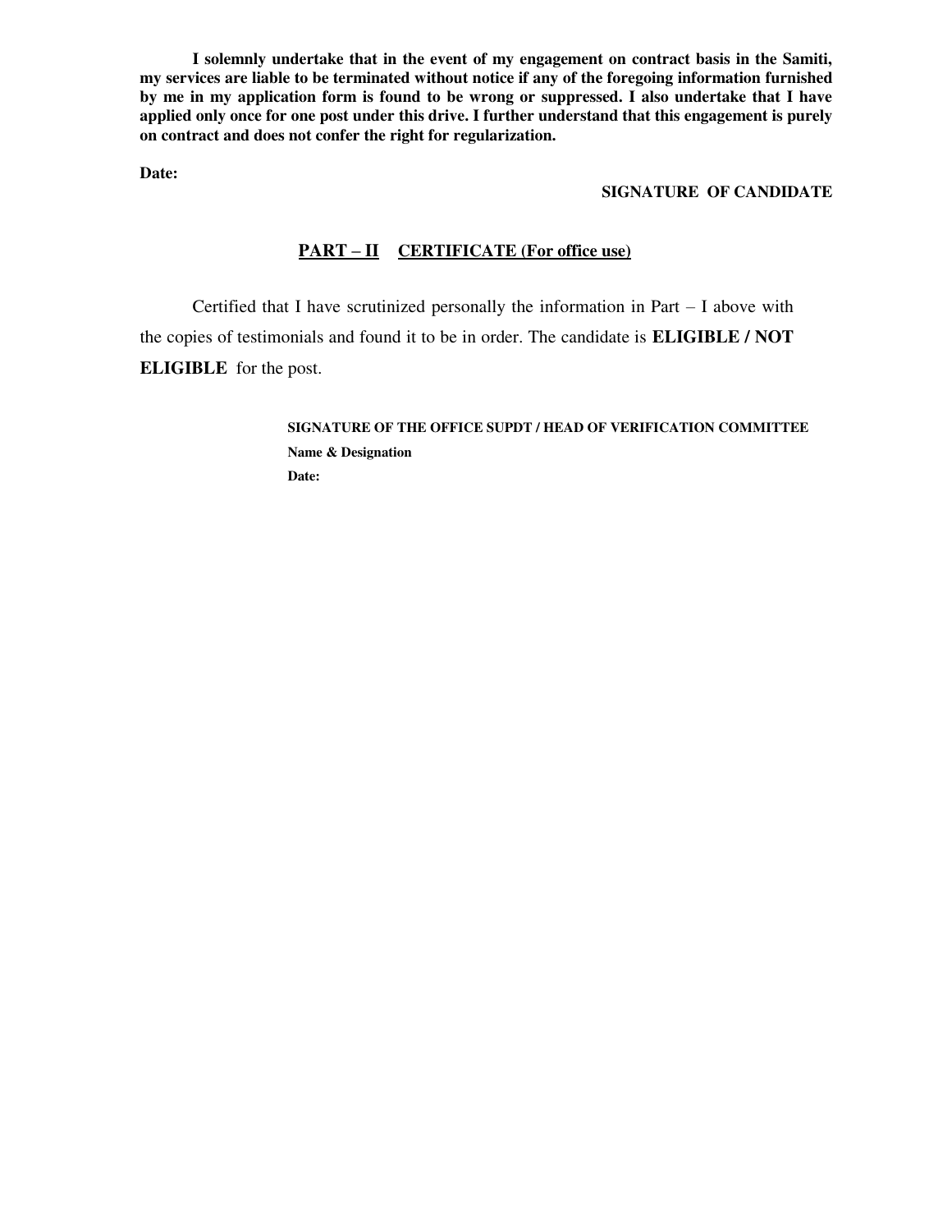**I solemnly undertake that in the event of my engagement on contract basis in the Samiti, my services are liable to be terminated without notice if any of the foregoing information furnished by me in my application form is found to be wrong or suppressed. I also undertake that I have applied only once for one post under this drive. I further understand that this engagement is purely on contract and does not confer the right for regularization.**

**Date:**

**SIGNATURE OF CANDIDATE**

## PART – II CERTIFICATE (For office use)

Certified that I have scrutinized personally the information in Part – I above with the copies of testimonials and found it to be in order. The candidate is **ELIGIBLE / NOT ELIGIBLE** for the post.

**SIGNATURE OF THE OFFICE SUPDT / HEAD OF VERIFICATION COMMITTEE**

**Name & Designation**

**Date:**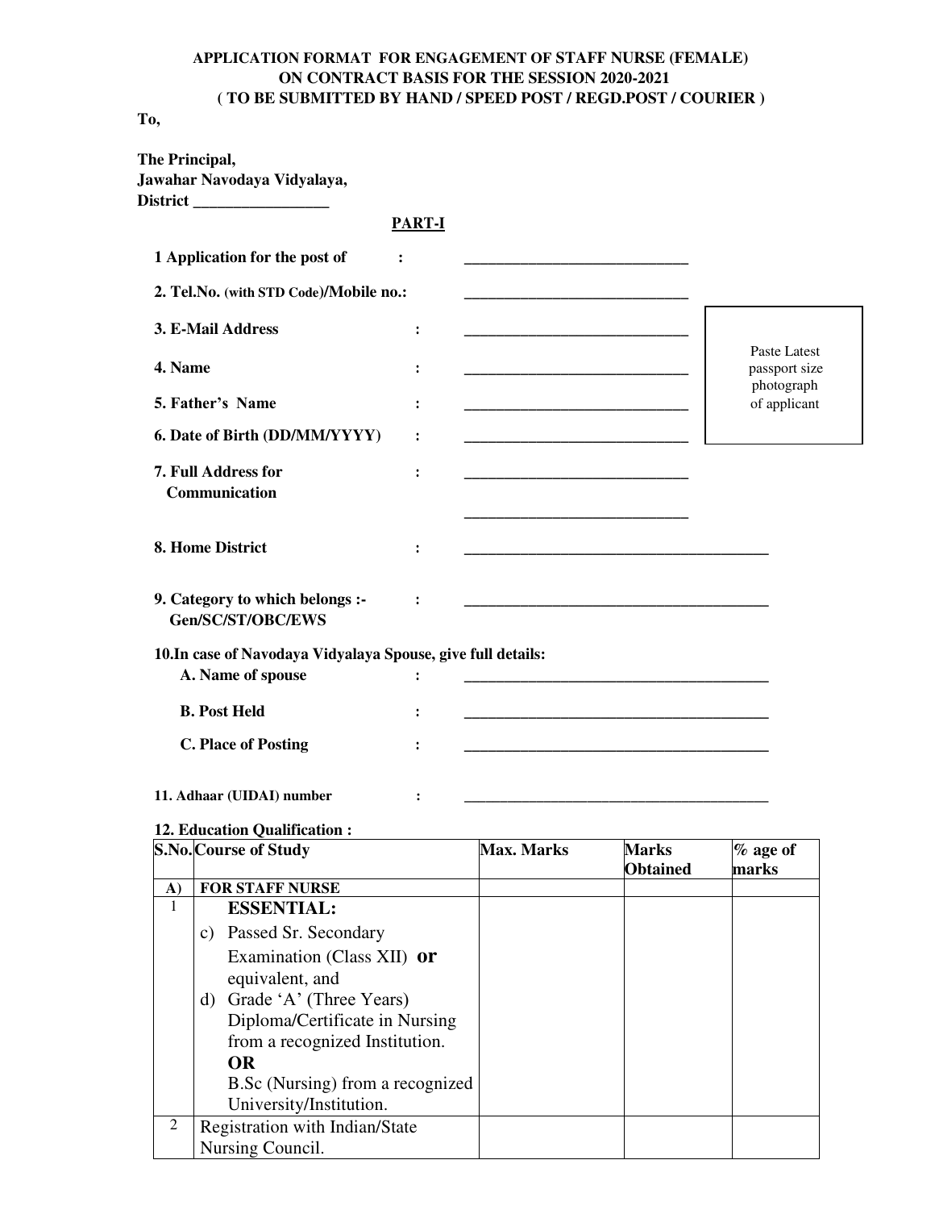**APPLICATION FORMAT FOR ENGAGEMENT OF STAFF NURSE (FEMALE) ON CONTRACT BASIS FOR THE SESSION 2020-2021**
**( TO BE SUBMITTED BY HAND / SPEED POST / REGD.POST / COURIER )**

**To,**

**The Principal,**
**Jawahar Navodaya Vidyalaya,**
**District _________________**

**PART-I**

Paste Latest passport size photograph of applicant

**1 Application for the post of :** _____________________________

**2. Tel.No. (with STD Code)/Mobile no.:** _____________________________

**3. E-Mail Address :** _____________________________

**4. Name :** _____________________________

**5. Father's Name :** _____________________________

**6. Date of Birth (DD/MM/YYYY) :** _____________________________

**7. Full Address for Communication :** _____________________________

_____________________________

**8. Home District :** ________________________________________

**9. Category to which belongs :- Gen/SC/ST/OBC/EWS :** ________________________________________

**10.In case of Navodaya Vidyalaya Spouse, give full details:**

**A. Name of spouse :** ________________________________________

**B. Post Held :** ________________________________________

**C. Place of Posting :** ________________________________________

**11. Adhaar (UIDAI) number :** ________________________________________

**12. Education Qualification :**

| S.No. | Course of Study | Max. Marks | Marks Obtained | % age of marks |
|---|---|---|---|---|
| A) | FOR STAFF NURSE | | | |
| 1 | **ESSENTIAL:**<br>c) Passed Sr. Secondary Examination (Class XII) **or** equivalent, and<br>d) Grade 'A' (Three Years) Diploma/Certificate in Nursing from a recognized Institution.<br>**OR**<br>B.Sc (Nursing) from a recognized University/Institution. | | | |
| 2 | Registration with Indian/State Nursing Council. | | | |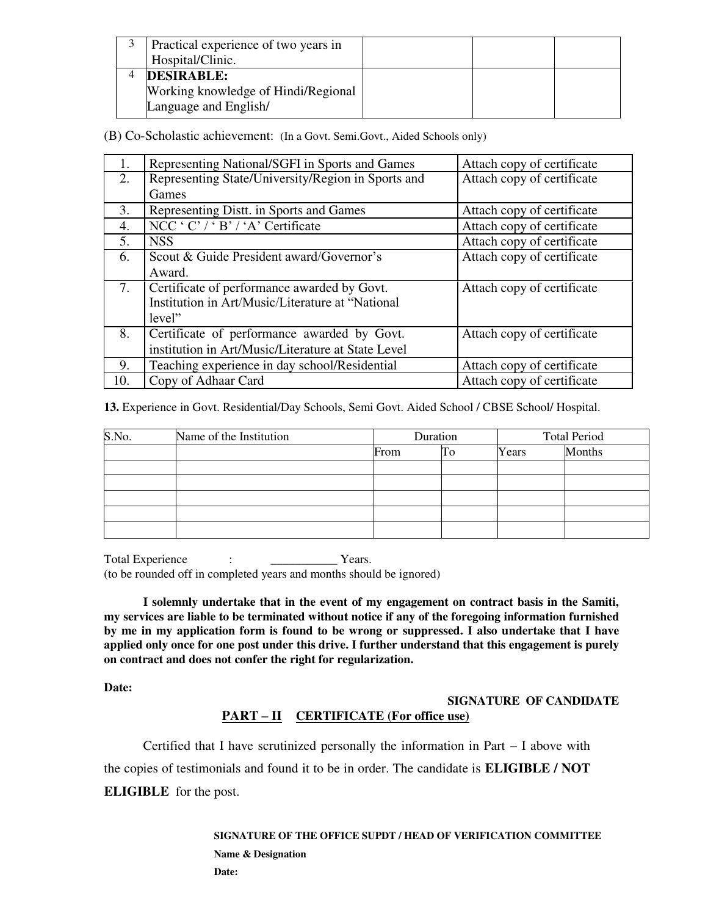| | | | | |
|---|---|---|---|---|
| 3 | Practical experience of two years in Hospital/Clinic. | | | |
| 4 | **DESIRABLE:** Working knowledge of Hindi/Regional Language and English/ | | | |

(B) Co-Scholastic achievement: (In a Govt. Semi.Govt., Aided Schools only)

| | | |
|---|---|---|
| 1. | Representing National/SGFI in Sports and Games | Attach copy of certificate |
| 2. | Representing State/University/Region in Sports and Games | Attach copy of certificate |
| 3. | Representing Distt. in Sports and Games | Attach copy of certificate |
| 4. | NCC ' C' / ' B' / 'A' Certificate | Attach copy of certificate |
| 5. | NSS | Attach copy of certificate |
| 6. | Scout & Guide President award/Governor's Award. | Attach copy of certificate |
| 7. | Certificate of performance awarded by Govt. Institution in Art/Music/Literature at "National level" | Attach copy of certificate |
| 8. | Certificate of performance awarded by Govt. institution in Art/Music/Literature at State Level | Attach copy of certificate |
| 9. | Teaching experience in day school/Residential | Attach copy of certificate |
| 10. | Copy of Adhaar Card | Attach copy of certificate |

**13.** Experience in Govt. Residential/Day Schools, Semi Govt. Aided School / CBSE School/ Hospital.

| S.No. | Name of the Institution | Duration | | Total Period | |
|---|---|---|---|---|---|
| | | From | To | Years | Months |
| | | | | | |
| | | | | | |
| | | | | | |
| | | | | | |
| | | | | | |

Total Experience : ___________ Years.
(to be rounded off in completed years and months should be ignored)

**I solemnly undertake that in the event of my engagement on contract basis in the Samiti, my services are liable to be terminated without notice if any of the foregoing information furnished by me in my application form is found to be wrong or suppressed. I also undertake that I have applied only once for one post under this drive. I further understand that this engagement is purely on contract and does not confer the right for regularization.**

**Date:**

**SIGNATURE OF CANDIDATE**

## PART – II CERTIFICATE (For office use)

Certified that I have scrutinized personally the information in Part – I above with the copies of testimonials and found it to be in order. The candidate is **ELIGIBLE / NOT ELIGIBLE** for the post.

**SIGNATURE OF THE OFFICE SUPDT / HEAD OF VERIFICATION COMMITTEE**

**Name & Designation**

**Date:**